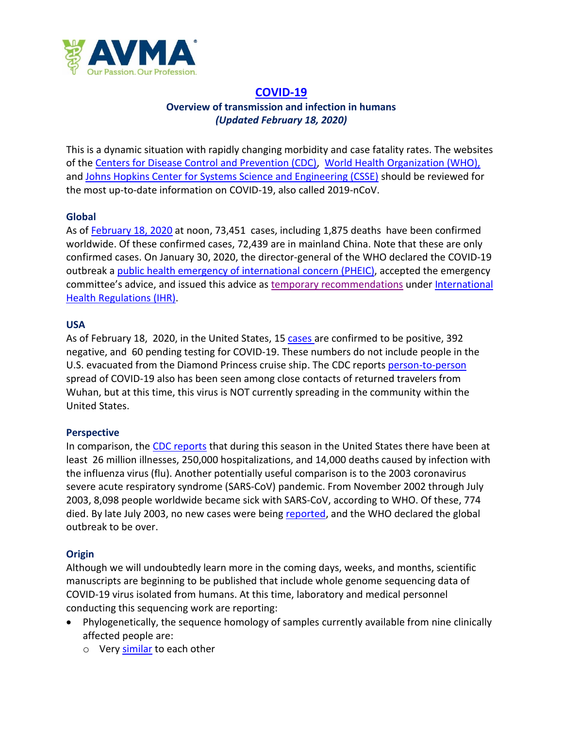# COVID-19

## Overview of transmission and infection in humans

*(Updated February 18, 2020)*

This is a dynamic situation with rapidly changing morbidity and case fatality rates. The websites of the Centers for Disease Control and Prevention (CDC), World Health Organization (WHO), and Johns Hopkins Center for Systems Science and Engineering (CSSE) should be reviewed for the most up-to-date information on COVID-19, also called 2019-nCoV.

### Global

As of February 18, 2020 at noon, 73,451 cases, including 1,875 deaths have been confirmed worldwide. Of these confirmed cases, 72,439 are in mainland China. Note that these are only confirmed cases. On January 30, 2020, the director-general of the WHO declared the COVID-19 outbreak a public health emergency of international concern (PHEIC), accepted the emergency committee's advice, and issued this advice as temporary recommendations under International Health Regulations (IHR).

### USA

As of February 18, 2020, in the United States, 15 cases are confirmed to be positive, 392 negative, and 60 pending testing for COVID-19. These numbers do not include people in the U.S. evacuated from the Diamond Princess cruise ship. The CDC reports person-to-person spread of COVID-19 also has been seen among close contacts of returned travelers from Wuhan, but at this time, this virus is NOT currently spreading in the community within the United States.

### Perspective

In comparison, the CDC reports that during this season in the United States there have been at least 26 million illnesses, 250,000 hospitalizations, and 14,000 deaths caused by infection with the influenza virus (flu). Another potentially useful comparison is to the 2003 coronavirus severe acute respiratory syndrome (SARS-CoV) pandemic. From November 2002 through July 2003, 8,098 people worldwide became sick with SARS-CoV, according to WHO. Of these, 774 died. By late July 2003, no new cases were being reported, and the WHO declared the global outbreak to be over.

### Origin

Although we will undoubtedly learn more in the coming days, weeks, and months, scientific manuscripts are beginning to be published that include whole genome sequencing data of COVID-19 virus isolated from humans. At this time, laboratory and medical personnel conducting this sequencing work are reporting:

- Phylogenetically, the sequence homology of samples currently available from nine clinically affected people are:
  - Very similar to each other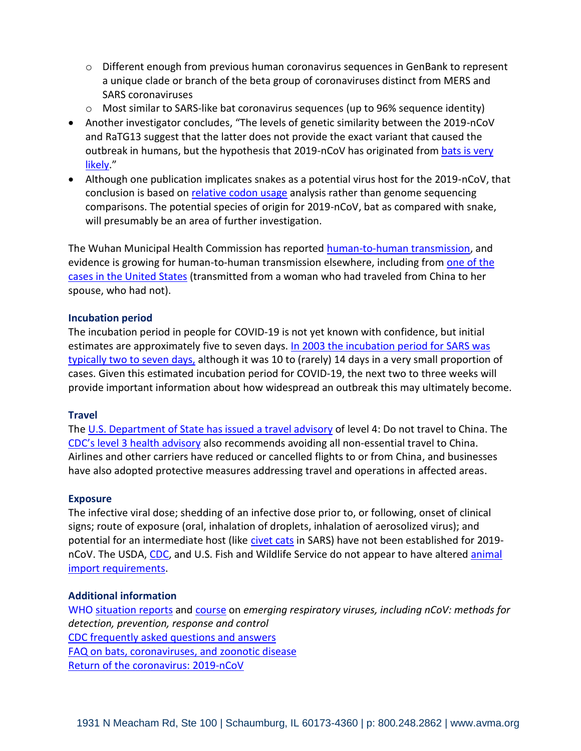- Different enough from previous human coronavirus sequences in GenBank to represent a unique clade or branch of the beta group of coronaviruses distinct from MERS and SARS coronaviruses
    - Most similar to SARS-like bat coronavirus sequences (up to 96% sequence identity)
- Another investigator concludes, "The levels of genetic similarity between the 2019-nCoV and RaTG13 suggest that the latter does not provide the exact variant that caused the outbreak in humans, but the hypothesis that 2019-nCoV has originated from bats is very likely."
- Although one publication implicates snakes as a potential virus host for the 2019-nCoV, that conclusion is based on relative codon usage analysis rather than genome sequencing comparisons. The potential species of origin for 2019-nCoV, bat as compared with snake, will presumably be an area of further investigation.

The Wuhan Municipal Health Commission has reported human-to-human transmission, and evidence is growing for human-to-human transmission elsewhere, including from one of the cases in the United States (transmitted from a woman who had traveled from China to her spouse, who had not).

### Incubation period

The incubation period in people for COVID-19 is not yet known with confidence, but initial estimates are approximately five to seven days. In 2003 the incubation period for SARS was typically two to seven days, although it was 10 to (rarely) 14 days in a very small proportion of cases. Given this estimated incubation period for COVID-19, the next two to three weeks will provide important information about how widespread an outbreak this may ultimately become.

### Travel

The U.S. Department of State has issued a travel advisory of level 4: Do not travel to China. The CDC's level 3 health advisory also recommends avoiding all non-essential travel to China. Airlines and other carriers have reduced or cancelled flights to or from China, and businesses have also adopted protective measures addressing travel and operations in affected areas.

### Exposure

The infective viral dose; shedding of an infective dose prior to, or following, onset of clinical signs; route of exposure (oral, inhalation of droplets, inhalation of aerosolized virus); and potential for an intermediate host (like civet cats in SARS) have not been established for 2019-nCoV. The USDA, CDC, and U.S. Fish and Wildlife Service do not appear to have altered animal import requirements.

### Additional information

WHO situation reports and course on *emerging respiratory viruses, including nCoV: methods for detection, prevention, response and control*
CDC frequently asked questions and answers
FAQ on bats, coronaviruses, and zoonotic disease
Return of the coronavirus: 2019-nCoV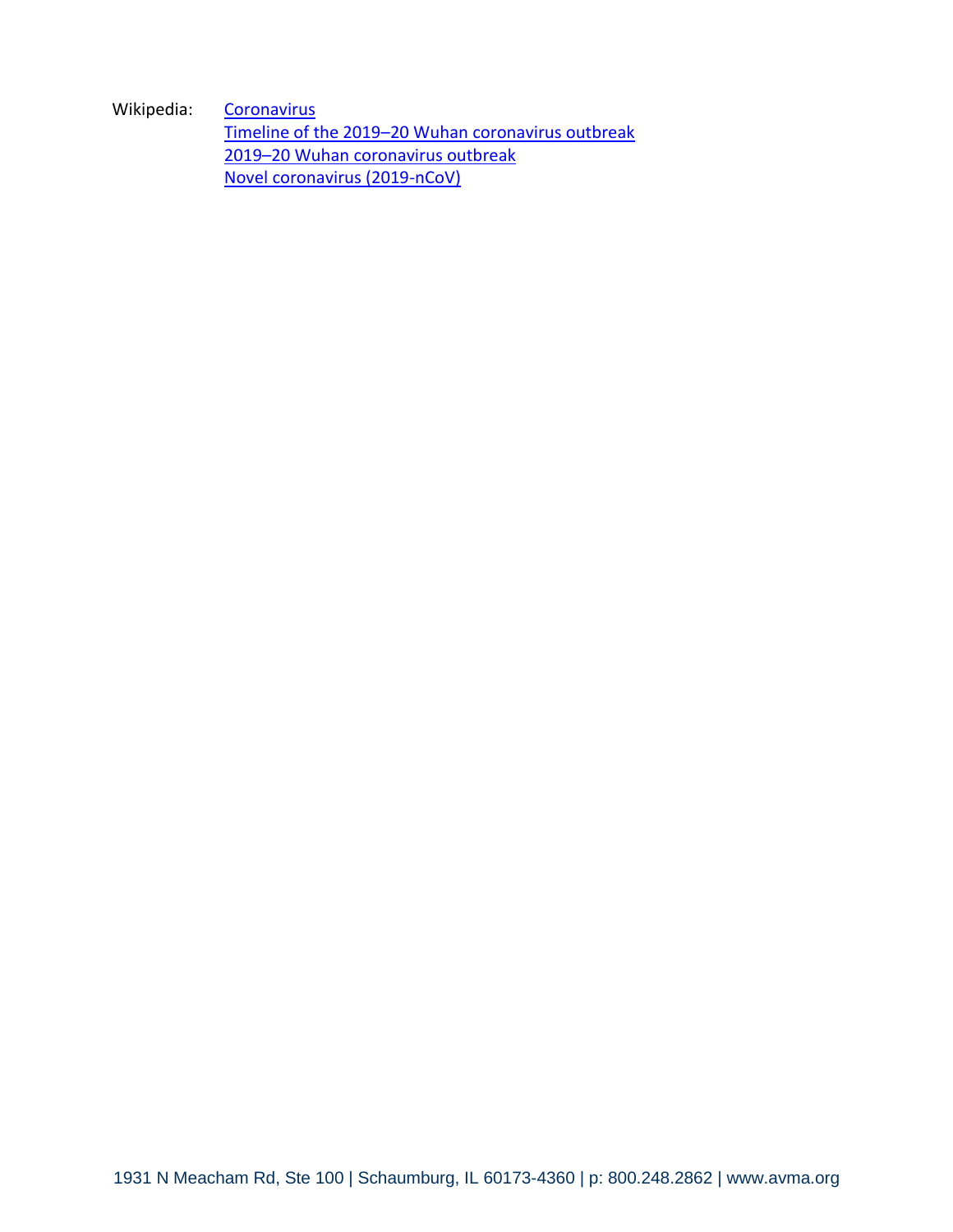Wikipedia: Coronavirus
Timeline of the 2019–20 Wuhan coronavirus outbreak
2019–20 Wuhan coronavirus outbreak
Novel coronavirus (2019-nCoV)